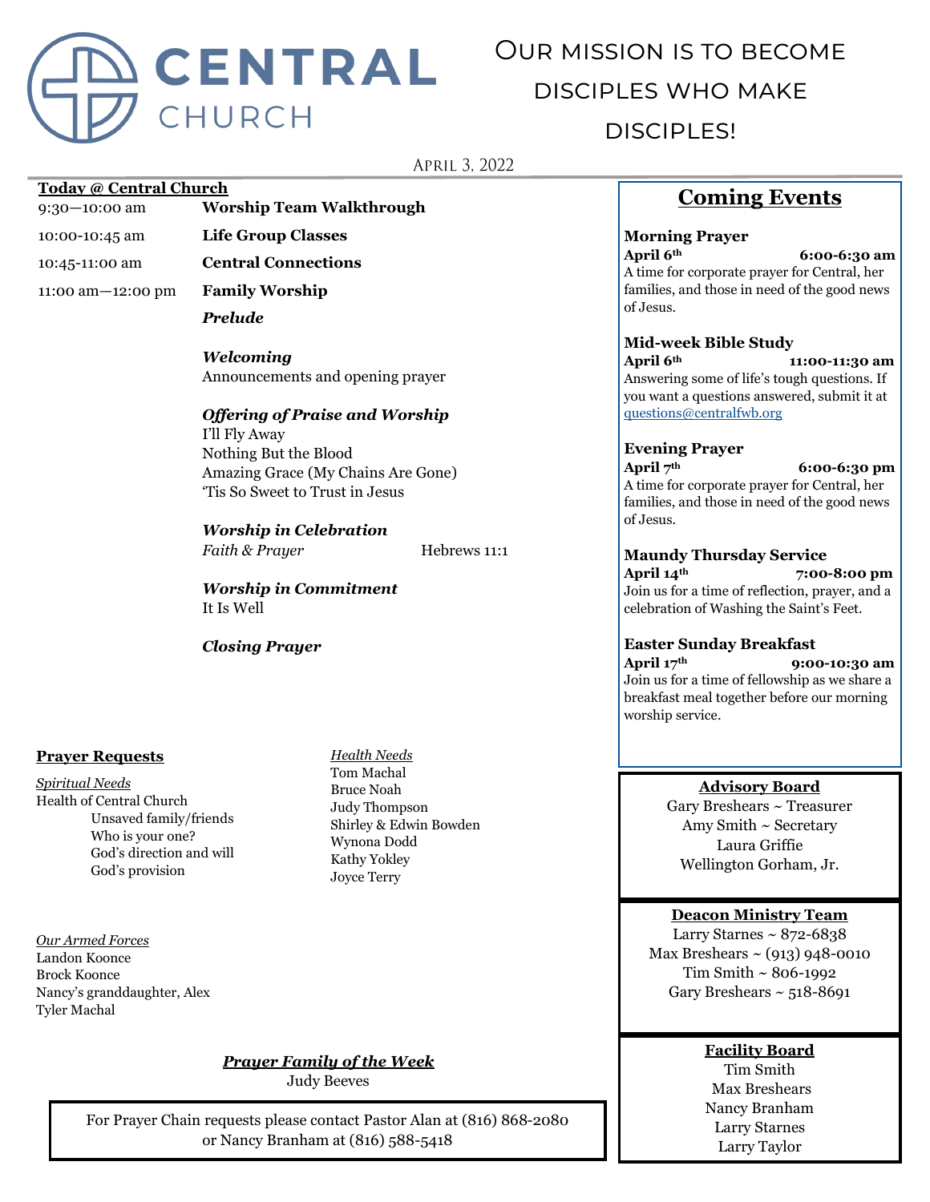# CENTRAL CHURCH

Our mission is to become disciples who make disciples!

April 3, 2022

**Today @ Central Church**

| | |
|---|---|
| 9:30—10:00 am | **Worship Team Walkthrough** |
| 10:00-10:45 am | **Life Group Classes** |
| 10:45-11:00 am | **Central Connections** |
| 11:00 am—12:00 pm | **Family Worship** |

***Prelude***

***Welcoming***
Announcements and opening prayer

***Offering of Praise and Worship***
I'll Fly Away
Nothing But the Blood
Amazing Grace (My Chains Are Gone)
'Tis So Sweet to Trust in Jesus

***Worship in Celebration***
*Faith & Prayer* Hebrews 11:1

***Worship in Commitment***
It Is Well

***Closing Prayer***

## Coming Events

**Morning Prayer**
**April 6th 6:00-6:30 am**
A time for corporate prayer for Central, her families, and those in need of the good news of Jesus.

**Mid-week Bible Study**
**April 6th 11:00-11:30 am**
Answering some of life's tough questions. If you want a questions answered, submit it at questions@centralfwb.org

**Evening Prayer**
**April 7th 6:00-6:30 pm**
A time for corporate prayer for Central, her families, and those in need of the good news of Jesus.

**Maundy Thursday Service**
**April 14th 7:00-8:00 pm**
Join us for a time of reflection, prayer, and a celebration of Washing the Saint's Feet.

**Easter Sunday Breakfast**
**April 17th 9:00-10:30 am**
Join us for a time of fellowship as we share a breakfast meal together before our morning worship service.

**Prayer Requests**

*Spiritual Needs*
Health of Central Church
- Unsaved family/friends
- Who is your one?
- God's direction and will
- God's provision

*Health Needs*
Tom Machal
Bruce Noah
Judy Thompson
Shirley & Edwin Bowden
Wynona Dodd
Kathy Yokley
Joyce Terry

*Our Armed Forces*
Landon Koonce
Brock Koonce
Nancy's granddaughter, Alex
Tyler Machal

***Prayer Family of the Week***
Judy Beeves

For Prayer Chain requests please contact Pastor Alan at (816) 868-2080 or Nancy Branham at (816) 588-5418

**Advisory Board**
Gary Breshears ~ Treasurer
Amy Smith ~ Secretary
Laura Griffie
Wellington Gorham, Jr.

**Deacon Ministry Team**
Larry Starnes ~ 872-6838
Max Breshears ~ (913) 948-0010
Tim Smith ~ 806-1992
Gary Breshears ~ 518-8691

**Facility Board**
Tim Smith
Max Breshears
Nancy Branham
Larry Starnes
Larry Taylor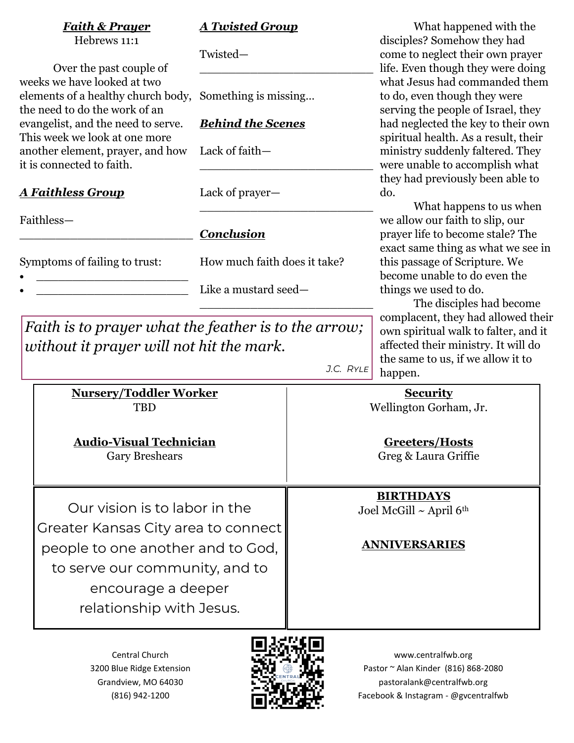***Faith & Prayer***

Hebrews 11:1

Over the past couple of weeks we have looked at two elements of a healthy church body, the need to do the work of an evangelist, and the need to serve. This week we look at one more another element, prayer, and how it is connected to faith.

***A Faithless Group***

Faithless—

___________________________

Symptoms of failing to trust:

- ________________________
- ________________________

***A Twisted Group***

Twisted—

___________________________

Something is missing…

***Behind the Scenes***

Lack of faith—

___________________________

Lack of prayer—

___________________________

***Conclusion***

How much faith does it take?

Like a mustard seed—

___________________________

> *Faith is to prayer what the feather is to the arrow; without it prayer will not hit the mark.*
>
> J.C. Ryle

What happened with the disciples? Somehow they had come to neglect their own prayer life. Even though they were doing what Jesus had commanded them to do, even though they were serving the people of Israel, they had neglected the key to their own spiritual health. As a result, their ministry suddenly faltered. They were unable to accomplish what they had previously been able to do.

What happens to us when we allow our faith to slip, our prayer life to become stale? The exact same thing as what we see in this passage of Scripture. We become unable to do even the things we used to do.

The disciples had become complacent, they had allowed their own spiritual walk to falter, and it affected their ministry. It will do the same to us, if we allow it to happen.

| | |
|---|---|
| **Nursery/Toddler Worker**<br>TBD | **Security**<br>Wellington Gorham, Jr. |
| **Audio-Visual Technician**<br>Gary Breshears | **Greeters/Hosts**<br>Greg & Laura Griffie |

Our vision is to labor in the Greater Kansas City area to connect people to one another and to God, to serve our community, and to encourage a deeper relationship with Jesus.

**BIRTHDAYS**

Joel McGill ~ April 6th

**ANNIVERSARIES**

Central Church
3200 Blue Ridge Extension
Grandview, MO 64030
(816) 942-1200

www.centralfwb.org
Pastor ~ Alan Kinder (816) 868-2080
pastoralank@centralfwb.org
Facebook & Instagram - @gvcentralfwb